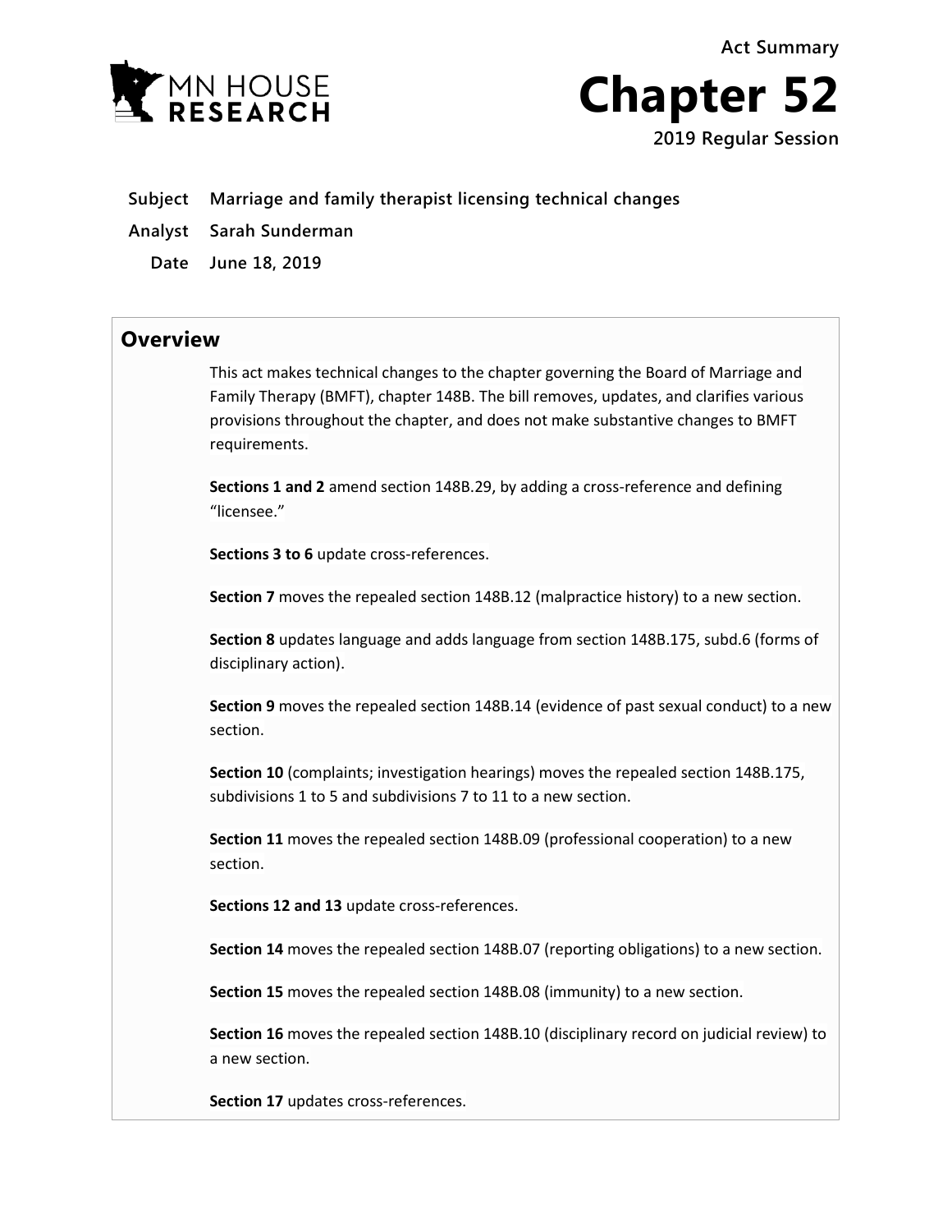MN HOUSE RESEARCH

Act Summary

# Chapter 52

2019 Regular Session

**Subject** Marriage and family therapist licensing technical changes

**Analyst** Sarah Sunderman

**Date** June 18, 2019

## Overview

This act makes technical changes to the chapter governing the Board of Marriage and Family Therapy (BMFT), chapter 148B. The bill removes, updates, and clarifies various provisions throughout the chapter, and does not make substantive changes to BMFT requirements.

**Sections 1 and 2** amend section 148B.29, by adding a cross-reference and defining "licensee."

**Sections 3 to 6** update cross-references.

**Section 7** moves the repealed section 148B.12 (malpractice history) to a new section.

**Section 8** updates language and adds language from section 148B.175, subd.6 (forms of disciplinary action).

**Section 9** moves the repealed section 148B.14 (evidence of past sexual conduct) to a new section.

**Section 10** (complaints; investigation hearings) moves the repealed section 148B.175, subdivisions 1 to 5 and subdivisions 7 to 11 to a new section.

**Section 11** moves the repealed section 148B.09 (professional cooperation) to a new section.

**Sections 12 and 13** update cross-references.

**Section 14** moves the repealed section 148B.07 (reporting obligations) to a new section.

**Section 15** moves the repealed section 148B.08 (immunity) to a new section.

**Section 16** moves the repealed section 148B.10 (disciplinary record on judicial review) to a new section.

**Section 17** updates cross-references.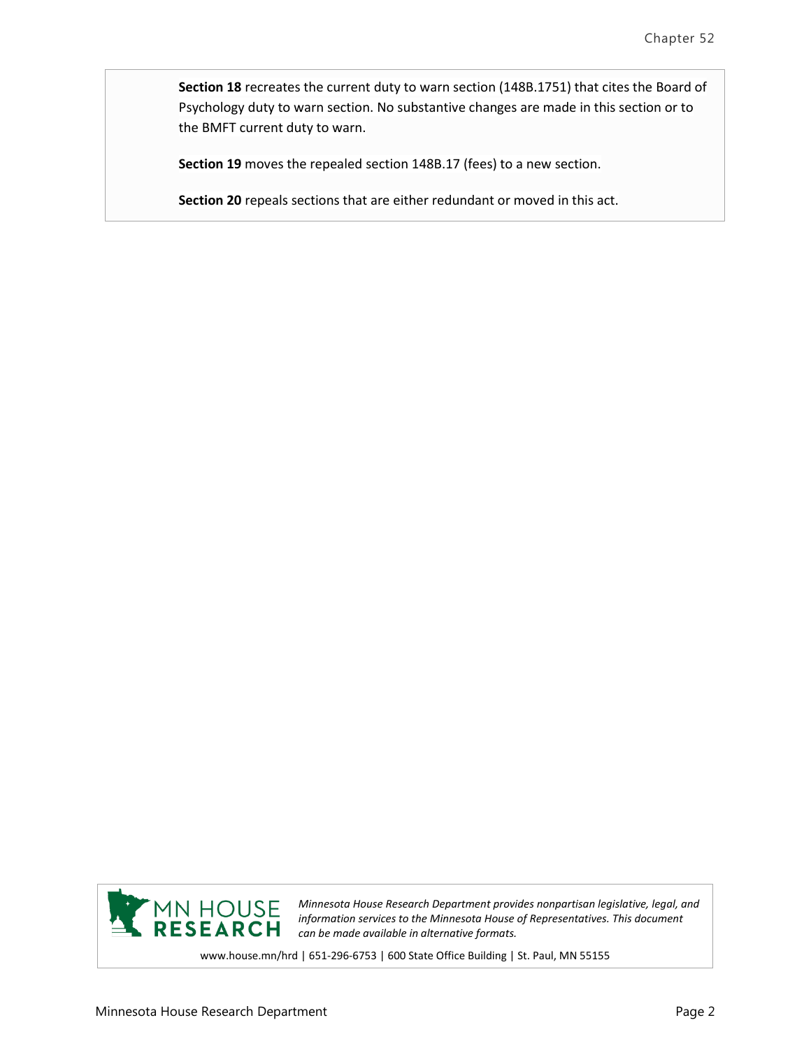**Section 18** recreates the current duty to warn section (148B.1751) that cites the Board of Psychology duty to warn section. No substantive changes are made in this section or to the BMFT current duty to warn.

**Section 19** moves the repealed section 148B.17 (fees) to a new section.

**Section 20** repeals sections that are either redundant or moved in this act.

MN HOUSE RESEARCH

*Minnesota House Research Department provides nonpartisan legislative, legal, and information services to the Minnesota House of Representatives. This document can be made available in alternative formats.*

www.house.mn/hrd | 651-296-6753 | 600 State Office Building | St. Paul, MN 55155